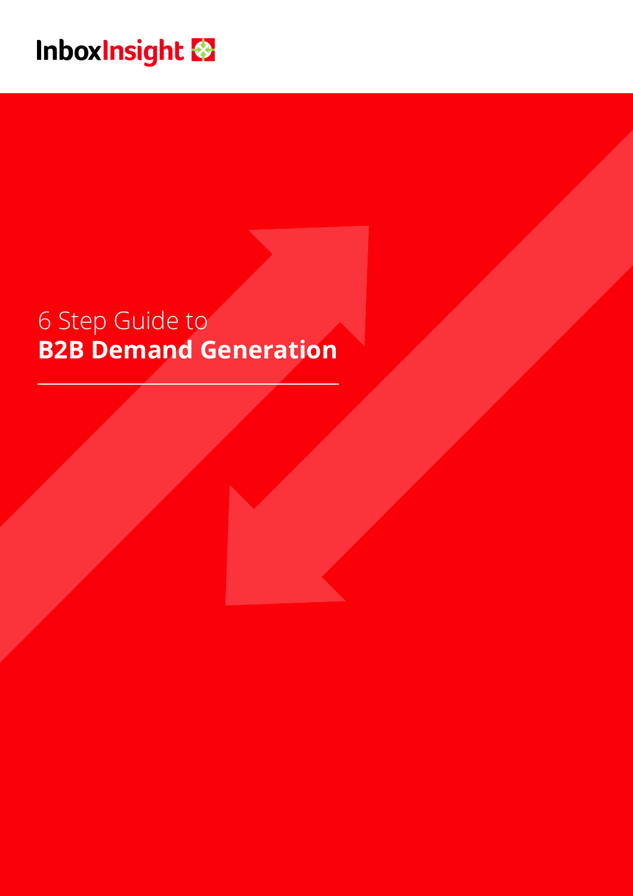InboxInsight

# 6 Step Guide to **B2B Demand Generation**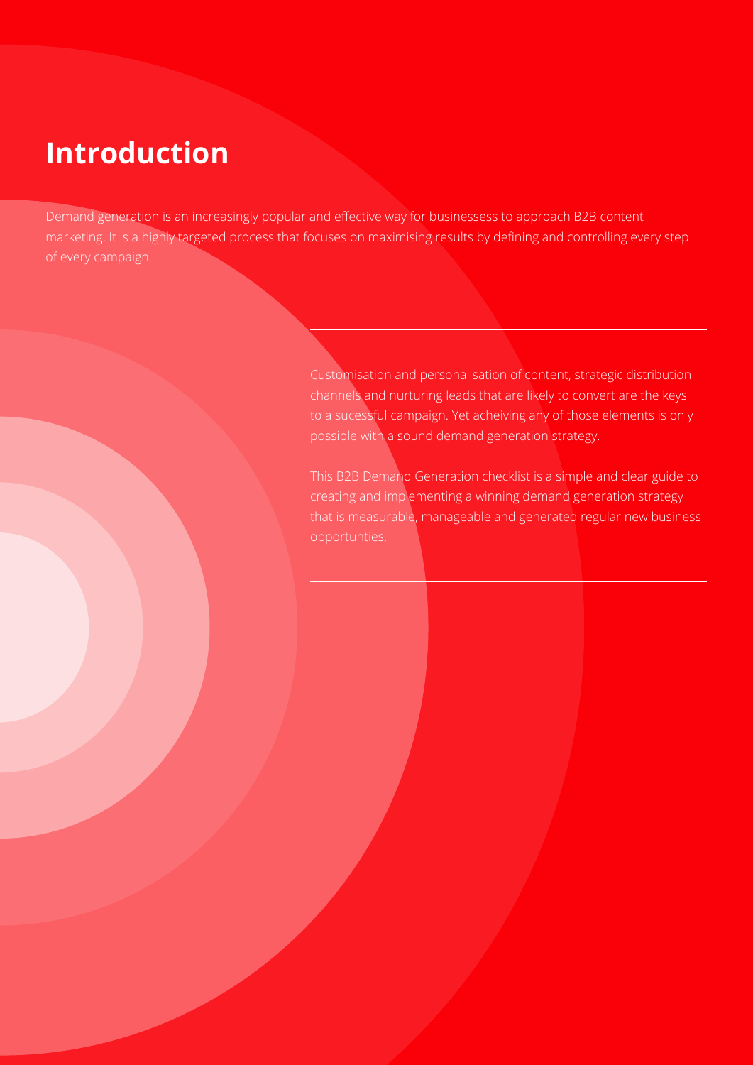# Introduction

Demand generation is an increasingly popular and effective way for businessess to approach B2B content marketing. It is a highly targeted process that focuses on maximising results by defining and controlling every step of every campaign.

Customisation and personalisation of content, strategic distribution channels and nurturing leads that are likely to convert are the keys to a sucessful campaign. Yet acheiving any of those elements is only possible with a sound demand generation strategy.

This B2B Demand Generation checklist is a simple and clear guide to creating and implementing a winning demand generation strategy that is measurable, manageable and generated regular new business opportunties.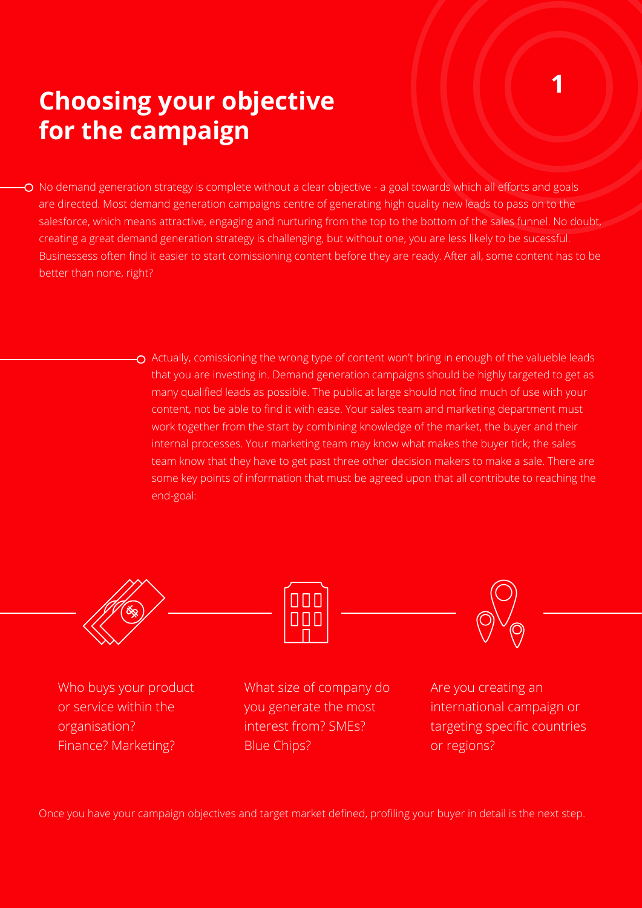## Choosing your objective for the campaign

No demand generation strategy is complete without a clear objective - a goal towards which all efforts and goals are directed. Most demand generation campaigns centre of generating high quality new leads to pass on to the salesforce, which means attractive, engaging and nurturing from the top to the bottom of the sales funnel. No doubt, creating a great demand generation strategy is challenging, but without one, you are less likely to be sucessful. Businessess often find it easier to start comissioning content before they are ready. After all, some content has to be better than none, right?

Actually, comissioning the wrong type of content won't bring in enough of the valueble leads that you are investing in. Demand generation campaigns should be highly targeted to get as many qualified leads as possible. The public at large should not find much of use with your content, not be able to find it with ease. Your sales team and marketing department must work together from the start by combining knowledge of the market, the buyer and their internal processes. Your marketing team may know what makes the buyer tick; the sales team know that they have to get past three other decision makers to make a sale. There are some key points of information that must be agreed upon that all contribute to reaching the end-goal:

- Who buys your product or service within the organisation? Finance? Marketing?
- What size of company do you generate the most interest from? SMEs? Blue Chips?
- Are you creating an international campaign or targeting specific countries or regions?

Once you have your campaign objectives and target market defined, profiling your buyer in detail is the next step.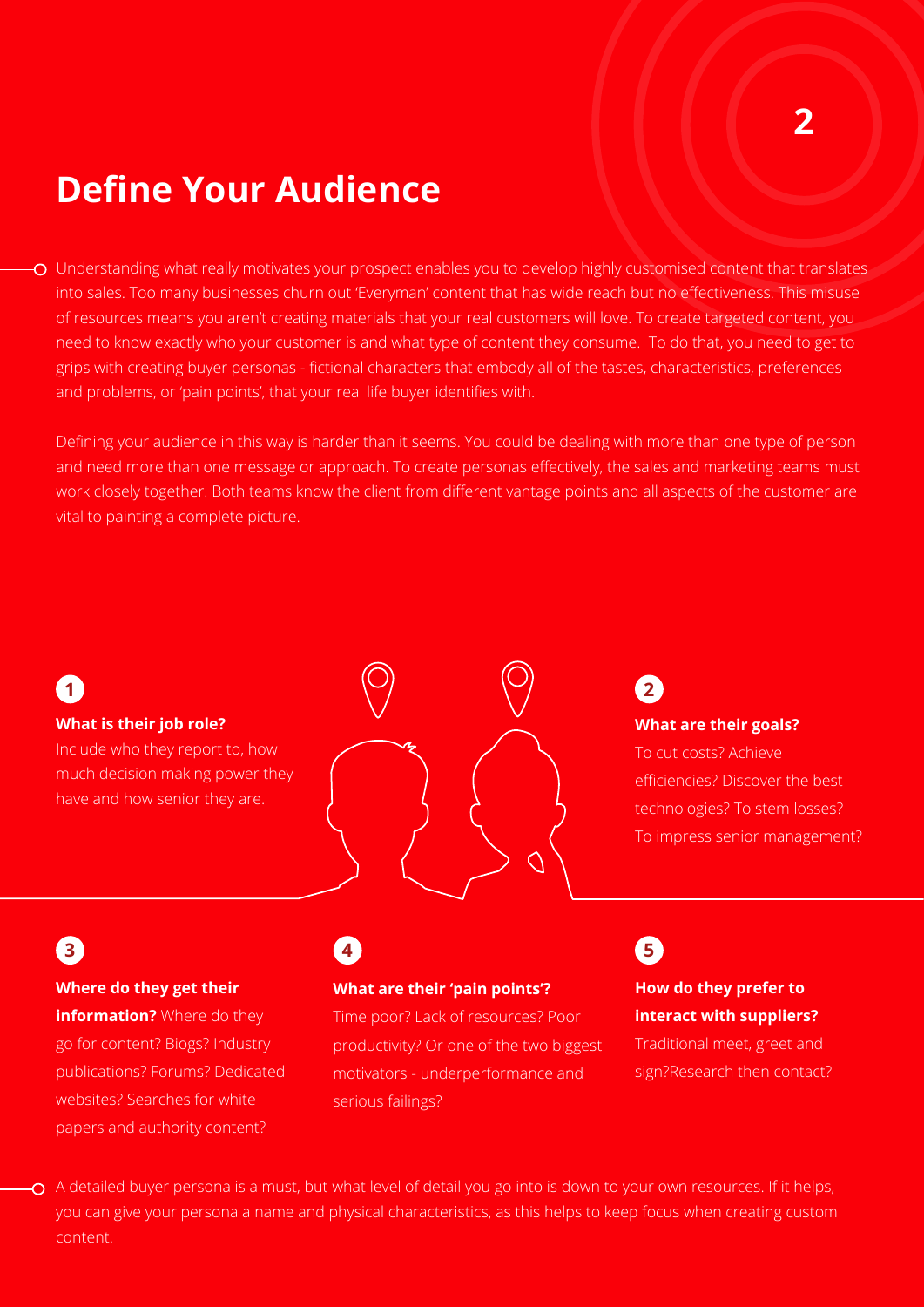# Define Your Audience

Understanding what really motivates your prospect enables you to develop highly customised content that translates into sales. Too many businesses churn out 'Everyman' content that has wide reach but no effectiveness. This misuse of resources means you aren't creating materials that your real customers will love. To create targeted content, you need to know exactly who your customer is and what type of content they consume. To do that, you need to get to grips with creating buyer personas - fictional characters that embody all of the tastes, characteristics, preferences and problems, or 'pain points', that your real life buyer identifies with.

Defining your audience in this way is harder than it seems. You could be dealing with more than one type of person and need more than one message or approach. To create personas effectively, the sales and marketing teams must work closely together. Both teams know the client from different vantage points and all aspects of the customer are vital to painting a complete picture.

**1**

**What is their job role?**
Include who they report to, how much decision making power they have and how senior they are.

**2**

**What are their goals?**
To cut costs? Achieve efficiencies? Discover the best technologies? To stem losses? To impress senior management?

**3**

**Where do they get their information?** Where do they go for content? Blogs? Industry publications? Forums? Dedicated websites? Searches for white papers and authority content?

**4**

**What are their 'pain points'?**
Time poor? Lack of resources? Poor productivity? Or one of the two biggest motivators - underperformance and serious failings?

**5**

**How do they prefer to interact with suppliers?**
Traditional meet, greet and sign?Research then contact?

A detailed buyer persona is a must, but what level of detail you go into is down to your own resources. If it helps, you can give your persona a name and physical characteristics, as this helps to keep focus when creating custom content.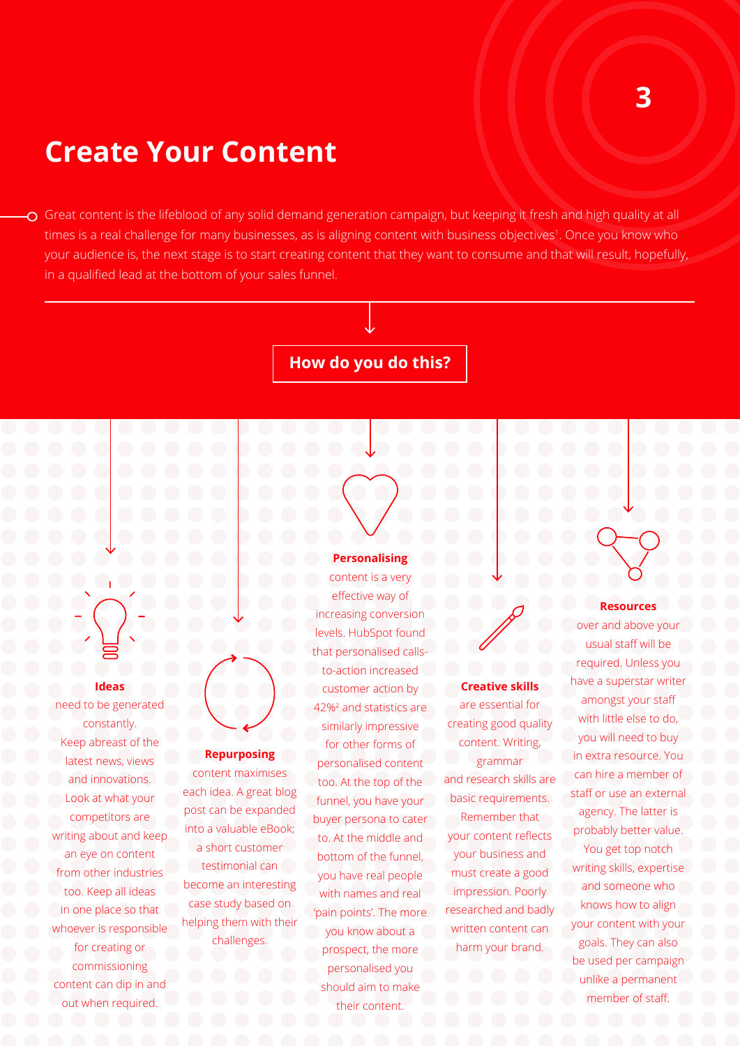# Create Your Content

Great content is the lifeblood of any solid demand generation campaign, but keeping it fresh and high quality at all times is a real challenge for many businesses, as is aligning content with business objectives[1]. Once you know who your audience is, the next stage is to start creating content that they want to consume and that will result, hopefully, in a qualified lead at the bottom of your sales funnel.

## How do you do this?

**Ideas** need to be generated constantly. Keep abreast of the latest news, views and innovations. Look at what your competitors are writing about and keep an eye on content from other industries too. Keep all ideas in one place so that whoever is responsible for creating or commissioning content can dip in and out when required.

**Repurposing** content maximises each idea. A great blog post can be expanded into a valuable eBook; a short customer testimonial can become an interesting case study based on helping them with their challenges.

**Personalising** content is a very effective way of increasing conversion levels. HubSpot found that personalised calls-to-action increased customer action by 42%[2] and statistics are similarly impressive for other forms of personalised content too. At the top of the funnel, you have your buyer persona to cater to. At the middle and bottom of the funnel, you have real people with names and real 'pain points'. The more you know about a prospect, the more personalised you should aim to make their content.

**Creative skills** are essential for creating good quality content. Writing, grammar and research skills are basic requirements. Remember that your content reflects your business and must create a good impression. Poorly researched and badly written content can harm your brand.

**Resources** over and above your usual staff will be required. Unless you have a superstar writer amongst your staff with little else to do, you will need to buy in extra resource. You can hire a member of staff or use an external agency. The latter is probably better value. You get top notch writing skills, expertise and someone who knows how to align your content with your goals. They can also be used per campaign unlike a permanent member of staff.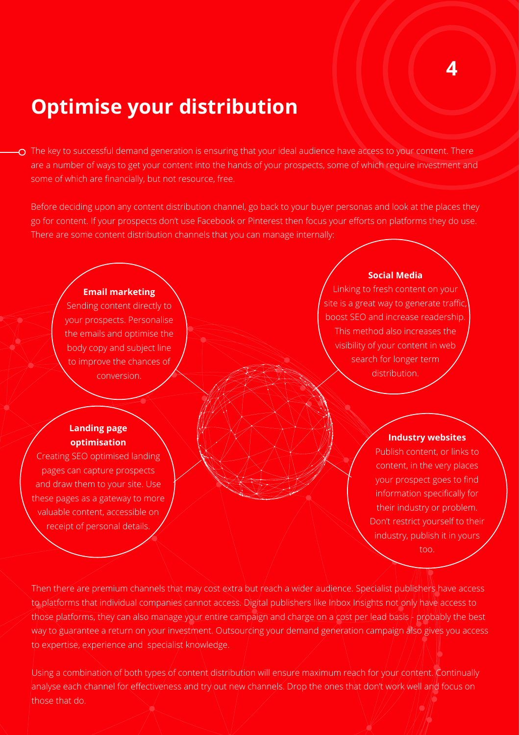## Optimise your distribution

The key to successful demand generation is ensuring that your ideal audience have access to your content. There are a number of ways to get your content into the hands of your prospects, some of which require investment and some of which are financially, but not resource, free.

Before deciding upon any content distribution channel, go back to your buyer personas and look at the places they go for content. If your prospects don't use Facebook or Pinterest then focus your efforts on platforms they do use. There are some content distribution channels that you can manage internally:

**Email marketing**
Sending content directly to your prospects. Personalise the emails and optimise the body copy and subject line to improve the chances of conversion.

**Social Media**
Linking to fresh content on your site is a great way to generate traffic, boost SEO and increase readership. This method also increases the visibility of your content in web search for longer term distribution.

**Landing page optimisation**
Creating SEO optimised landing pages can capture prospects and draw them to your site. Use these pages as a gateway to more valuable content, accessible on receipt of personal details.

**Industry websites**
Publish content, or links to content, in the very places your prospect goes to find information specifically for their industry or problem. Don't restrict yourself to their industry, publish it in yours too.

Then there are premium channels that may cost extra but reach a wider audience. Specialist publishers have access to platforms that individual companies cannot access. Digital publishers like Inbox Insights not only have access to those platforms, they can also manage your entire campaign and charge on a cost per lead basis - probably the best way to guarantee a return on your investment. Outsourcing your demand generation campaign also gives you access to expertise, experience and specialist knowledge.

Using a combination of both types of content distribution will ensure maximum reach for your content. Continually analyse each channel for effectiveness and try out new channels. Drop the ones that don't work well and focus on those that do.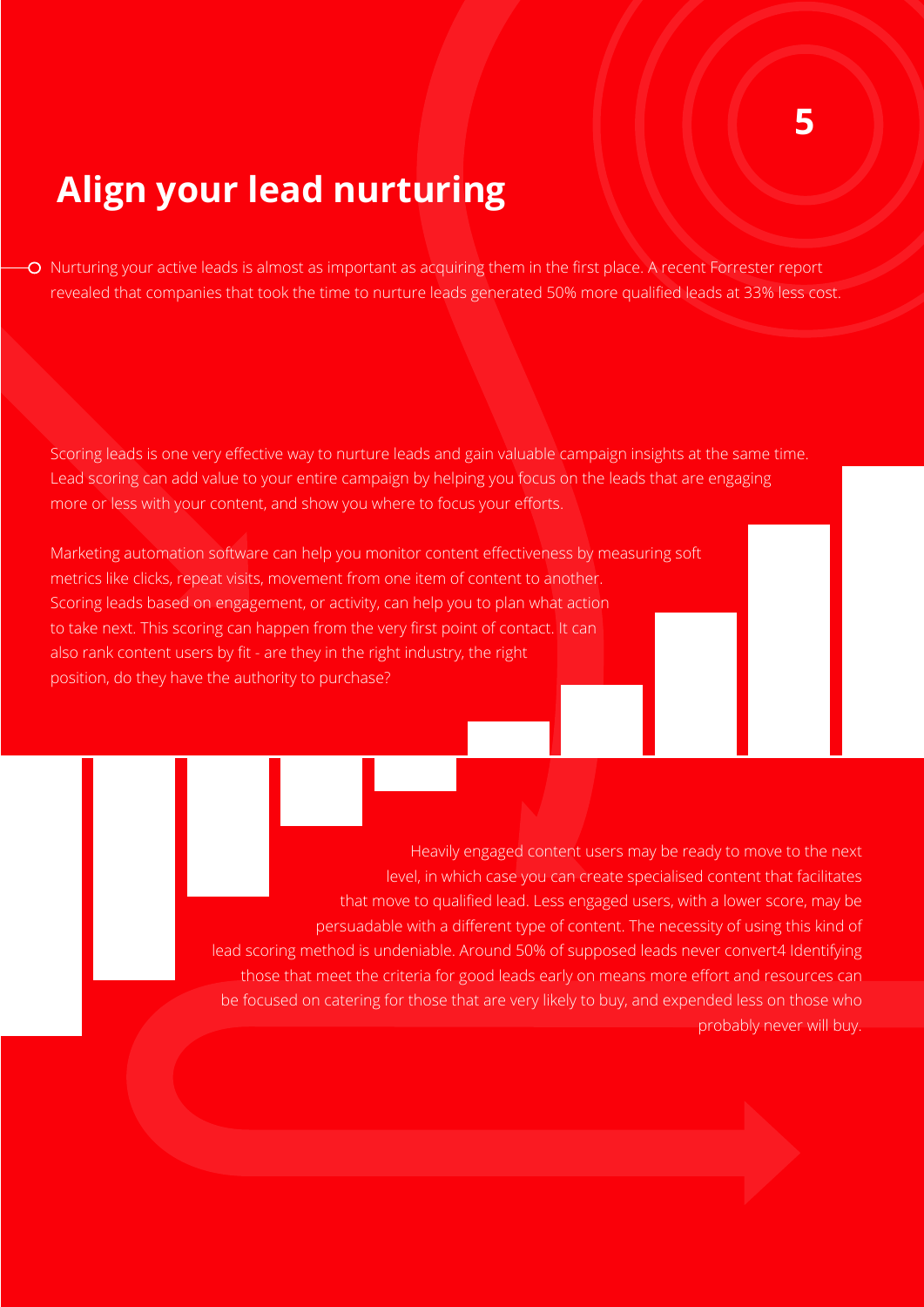## Align your lead nurturing

Nurturing your active leads is almost as important as acquiring them in the first place. A recent Forrester report revealed that companies that took the time to nurture leads generated 50% more qualified leads at 33% less cost.

Scoring leads is one very effective way to nurture leads and gain valuable campaign insights at the same time. Lead scoring can add value to your entire campaign by helping you focus on the leads that are engaging more or less with your content, and show you where to focus your efforts.

Marketing automation software can help you monitor content effectiveness by measuring soft metrics like clicks, repeat visits, movement from one item of content to another. Scoring leads based on engagement, or activity, can help you to plan what action to take next. This scoring can happen from the very first point of contact. It can also rank content users by fit - are they in the right industry, the right position, do they have the authority to purchase?

Heavily engaged content users may be ready to move to the next level, in which case you can create specialised content that facilitates that move to qualified lead. Less engaged users, with a lower score, may be persuadable with a different type of content. The necessity of using this kind of lead scoring method is undeniable. Around 50% of supposed leads never convert4 Identifying those that meet the criteria for good leads early on means more effort and resources can be focused on catering for those that are very likely to buy, and expended less on those who probably never will buy.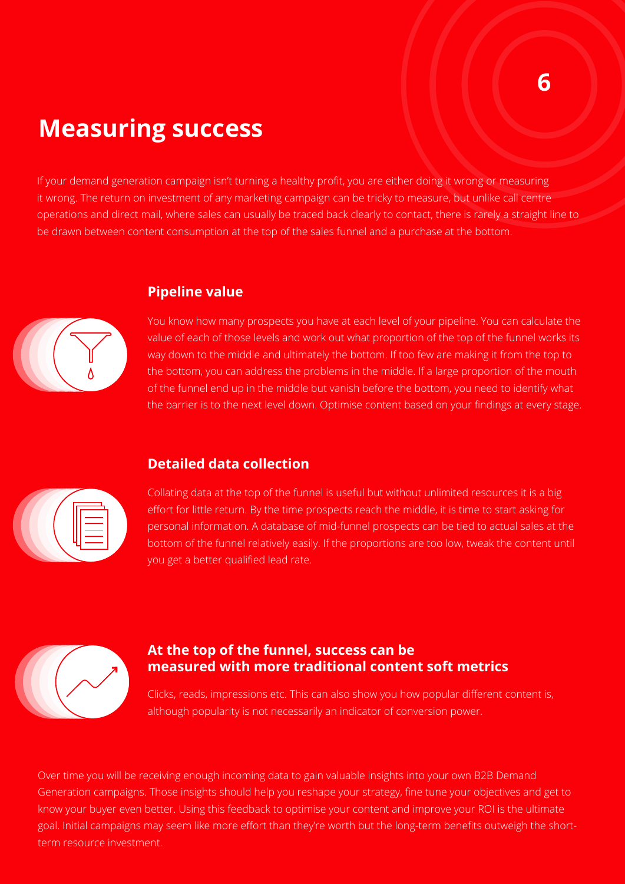# Measuring success

If your demand generation campaign isn't turning a healthy profit, you are either doing it wrong or measuring it wrong. The return on investment of any marketing campaign can be tricky to measure, but unlike call centre operations and direct mail, where sales can usually be traced back clearly to contact, there is rarely a straight line to be drawn between content consumption at the top of the sales funnel and a purchase at the bottom.

### Pipeline value

You know how many prospects you have at each level of your pipeline. You can calculate the value of each of those levels and work out what proportion of the top of the funnel works its way down to the middle and ultimately the bottom. If too few are making it from the top to the bottom, you can address the problems in the middle. If a large proportion of the mouth of the funnel end up in the middle but vanish before the bottom, you need to identify what the barrier is to the next level down. Optimise content based on your findings at every stage.

### Detailed data collection

Collating data at the top of the funnel is useful but without unlimited resources it is a big effort for little return. By the time prospects reach the middle, it is time to start asking for personal information. A database of mid-funnel prospects can be tied to actual sales at the bottom of the funnel relatively easily. If the proportions are too low, tweak the content until you get a better qualified lead rate.

### At the top of the funnel, success can be measured with more traditional content soft metrics

Clicks, reads, impressions etc. This can also show you how popular different content is, although popularity is not necessarily an indicator of conversion power.

Over time you will be receiving enough incoming data to gain valuable insights into your own B2B Demand Generation campaigns. Those insights should help you reshape your strategy, fine tune your objectives and get to know your buyer even better. Using this feedback to optimise your content and improve your ROI is the ultimate goal. Initial campaigns may seem like more effort than they're worth but the long-term benefits outweigh the short-term resource investment.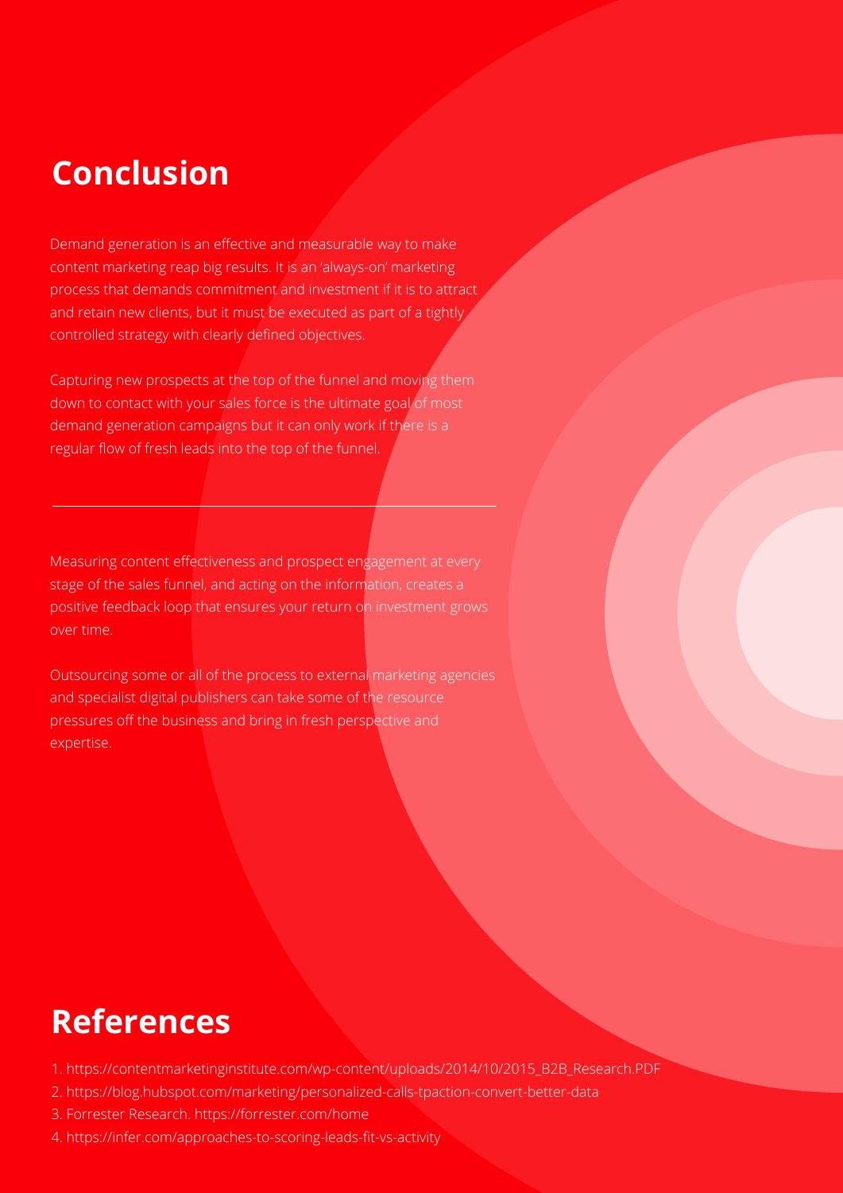## Conclusion

Demand generation is an effective and measurable way to make content marketing reap big results. It is an 'always-on' marketing process that demands commitment and investment if it is to attract and retain new clients, but it must be executed as part of a tightly controlled strategy with clearly defined objectives.

Capturing new prospects at the top of the funnel and moving them down to contact with your sales force is the ultimate goal of most demand generation campaigns but it can only work if there is a regular flow of fresh leads into the top of the funnel.

---

Measuring content effectiveness and prospect engagement at every stage of the sales funnel, and acting on the information, creates a positive feedback loop that ensures your return on investment grows over time.

Outsourcing some or all of the process to external marketing agencies and specialist digital publishers can take some of the resource pressures off the business and bring in fresh perspective and expertise.

## References

1. https://contentmarketinginstitute.com/wp-content/uploads/2014/10/2015_B2B_Research.PDF
2. https://blog.hubspot.com/marketing/personalized-calls-tpaction-convert-better-data
3. Forrester Research. https://forrester.com/home
4. https://infer.com/approaches-to-scoring-leads-fit-vs-activity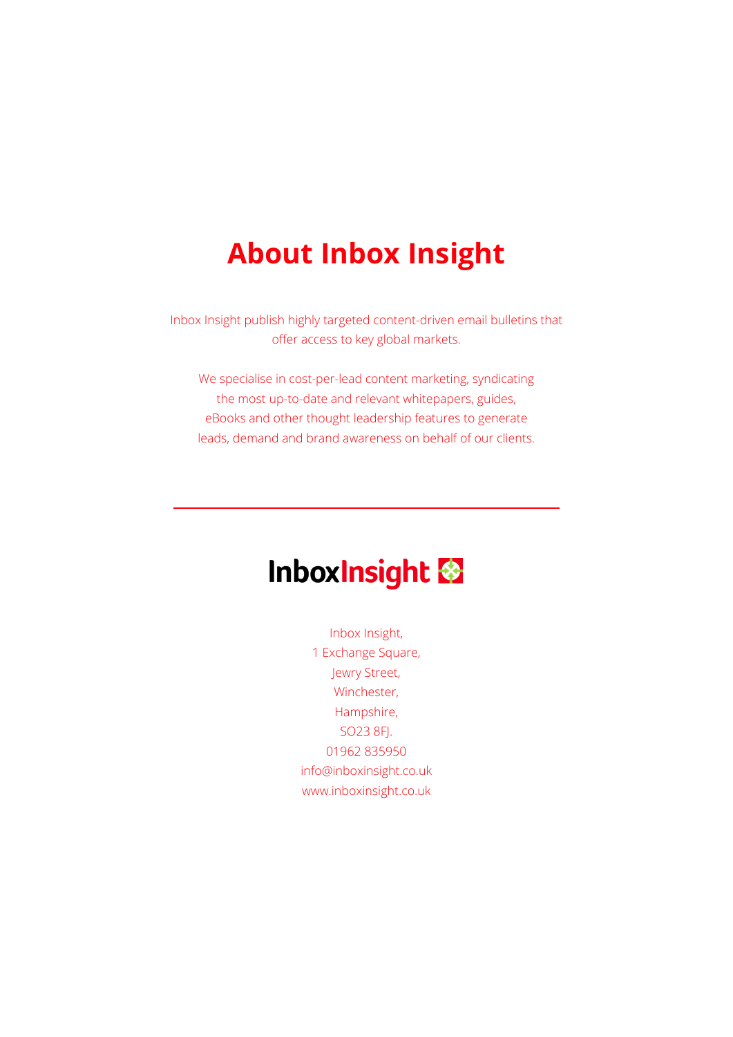# About Inbox Insight

Inbox Insight publish highly targeted content-driven email bulletins that offer access to key global markets.

We specialise in cost-per-lead content marketing, syndicating the most up-to-date and relevant whitepapers, guides, eBooks and other thought leadership features to generate leads, demand and brand awareness on behalf of our clients.

---

InboxInsight

Inbox Insight,
1 Exchange Square,
Jewry Street,
Winchester,
Hampshire,
SO23 8FJ.
01962 835950
info@inboxinsight.co.uk
www.inboxinsight.co.uk